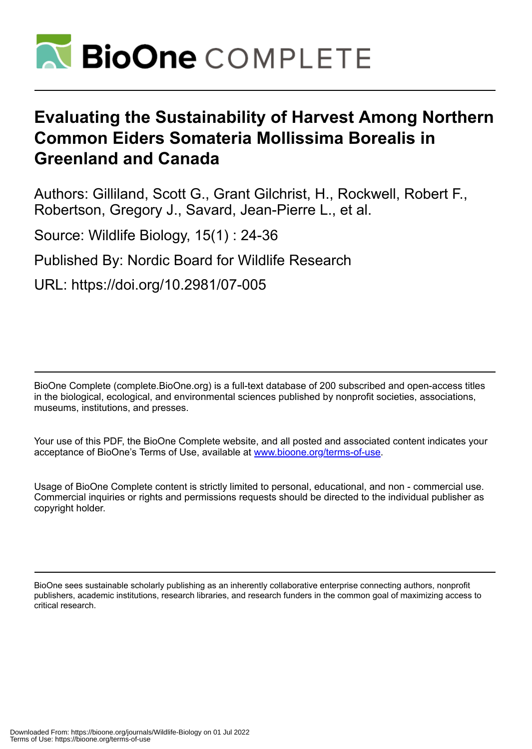# Evaluating the Sustainability of Harvest Among Northern Common Eiders Somateria Mollissima Borealis in Greenland and Canada

Authors: Gilliland, Scott G., Grant Gilchrist, H., Rockwell, Robert F., Robertson, Gregory J., Savard, Jean-Pierre L., et al.

Source: Wildlife Biology, 15(1) : 24-36

Published By: Nordic Board for Wildlife Research

URL: https://doi.org/10.2981/07-005

BioOne Complete (complete.BioOne.org) is a full-text database of 200 subscribed and open-access titles in the biological, ecological, and environmental sciences published by nonprofit societies, associations, museums, institutions, and presses.

Your use of this PDF, the BioOne Complete website, and all posted and associated content indicates your acceptance of BioOne's Terms of Use, available at www.bioone.org/terms-of-use.

Usage of BioOne Complete content is strictly limited to personal, educational, and non - commercial use. Commercial inquiries or rights and permissions requests should be directed to the individual publisher as copyright holder.

BioOne sees sustainable scholarly publishing as an inherently collaborative enterprise connecting authors, nonprofit publishers, academic institutions, research libraries, and research funders in the common goal of maximizing access to critical research.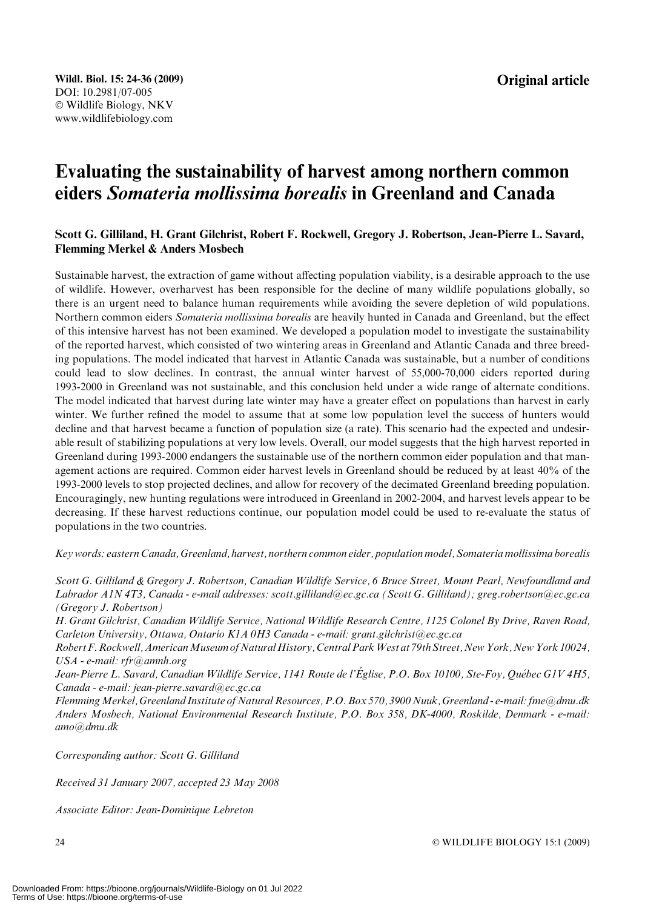**Original article**

# Evaluating the sustainability of harvest among northern common eiders *Somateria mollissima borealis* in Greenland and Canada

**Scott G. Gilliland, H. Grant Gilchrist, Robert F. Rockwell, Gregory J. Robertson, Jean-Pierre L. Savard, Flemming Merkel & Anders Mosbech**

Sustainable harvest, the extraction of game without affecting population viability, is a desirable approach to the use of wildlife. However, overharvest has been responsible for the decline of many wildlife populations globally, so there is an urgent need to balance human requirements while avoiding the severe depletion of wild populations. Northern common eiders *Somateria mollissima borealis* are heavily hunted in Canada and Greenland, but the effect of this intensive harvest has not been examined. We developed a population model to investigate the sustainability of the reported harvest, which consisted of two wintering areas in Greenland and Atlantic Canada and three breeding populations. The model indicated that harvest in Atlantic Canada was sustainable, but a number of conditions could lead to slow declines. In contrast, the annual winter harvest of 55,000-70,000 eiders reported during 1993-2000 in Greenland was not sustainable, and this conclusion held under a wide range of alternate conditions. The model indicated that harvest during late winter may have a greater effect on populations than harvest in early winter. We further refined the model to assume that at some low population level the success of hunters would decline and that harvest became a function of population size (a rate). This scenario had the expected and undesirable result of stabilizing populations at very low levels. Overall, our model suggests that the high harvest reported in Greenland during 1993-2000 endangers the sustainable use of the northern common eider population and that management actions are required. Common eider harvest levels in Greenland should be reduced by at least 40% of the 1993-2000 levels to stop projected declines, and allow for recovery of the decimated Greenland breeding population. Encouragingly, new hunting regulations were introduced in Greenland in 2002-2004, and harvest levels appear to be decreasing. If these harvest reductions continue, our population model could be used to re-evaluate the status of populations in the two countries.

*Key words: eastern Canada, Greenland, harvest, northern common eider, population model, Somateria mollissima borealis*

*Scott G. Gilliland & Gregory J. Robertson, Canadian Wildlife Service, 6 Bruce Street, Mount Pearl, Newfoundland and Labrador A1N 4T3, Canada - e-mail addresses: scott.gilliland@ec.gc.ca (Scott G. Gilliland); greg.robertson@ec.gc.ca (Gregory J. Robertson)*

*H. Grant Gilchrist, Canadian Wildlife Service, National Wildlife Research Centre, 1125 Colonel By Drive, Raven Road, Carleton University, Ottawa, Ontario K1A 0H3 Canada - e-mail: grant.gilchrist@ec.gc.ca*

*Robert F. Rockwell, American Museum of Natural History, Central Park West at 79th Street, New York, New York 10024, USA - e-mail: rfr@amnh.org*

*Jean-Pierre L. Savard, Canadian Wildlife Service, 1141 Route de l'Église, P.O. Box 10100, Ste-Foy, Québec G1V 4H5, Canada - e-mail: jean-pierre.savard@ec.gc.ca*

*Flemming Merkel, Greenland Institute of Natural Resources, P.O. Box 570, 3900 Nuuk, Greenland - e-mail: fme@dmu.dk*

*Anders Mosbech, National Environmental Research Institute, P.O. Box 358, DK-4000, Roskilde, Denmark - e-mail: amo@dmu.dk*

*Corresponding author: Scott G. Gilliland*

*Received 31 January 2007, accepted 23 May 2008*

*Associate Editor: Jean-Dominique Lebreton*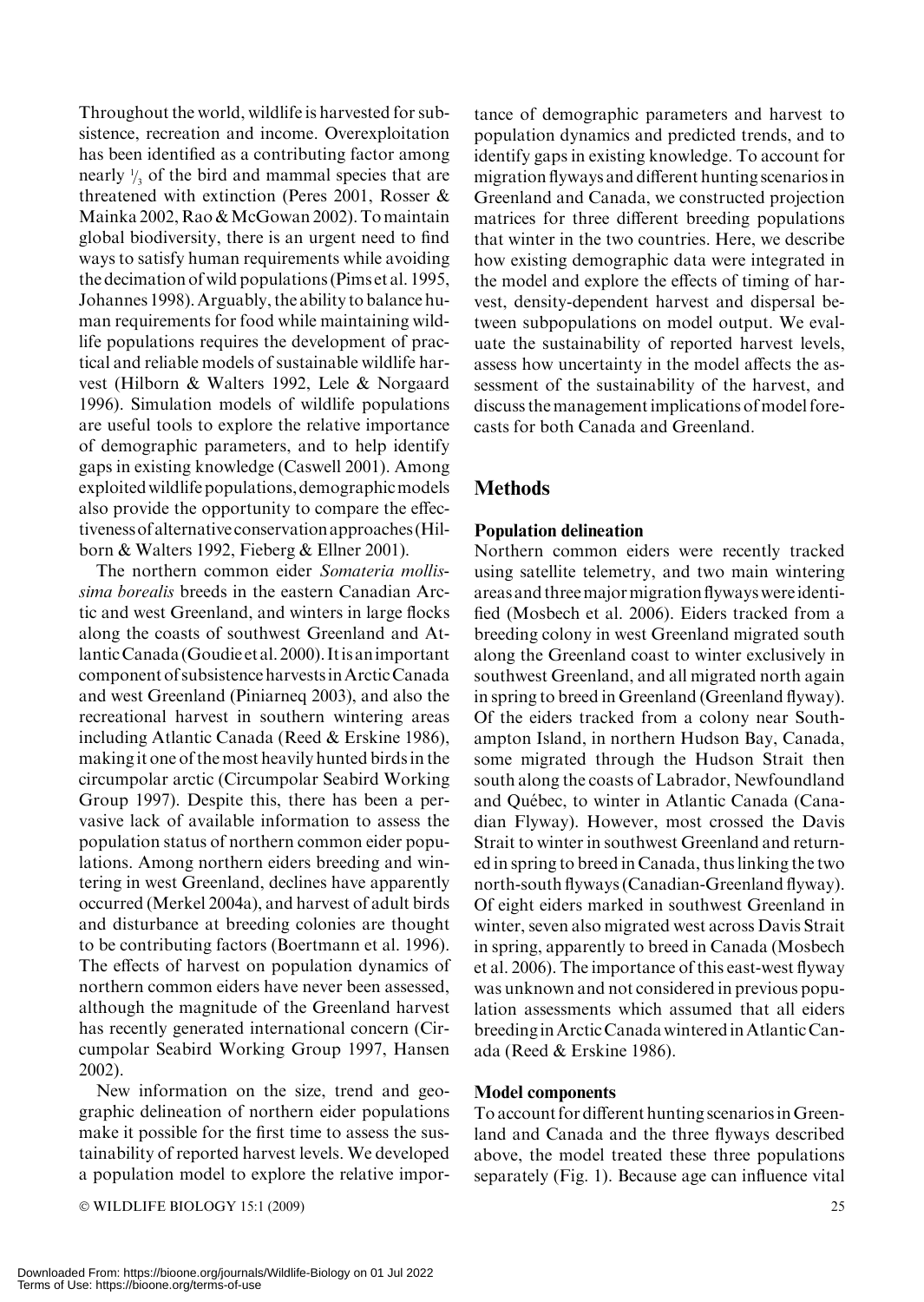Throughout the world, wildlife is harvested for subsistence, recreation and income. Overexploitation has been identified as a contributing factor among nearly $^1/_3$ of the bird and mammal species that are threatened with extinction (Peres 2001, Rosser & Mainka 2002, Rao & McGowan 2002). To maintain global biodiversity, there is an urgent need to find ways to satisfy human requirements while avoiding the decimation of wild populations (Pims et al. 1995, Johannes 1998). Arguably, the ability to balance human requirements for food while maintaining wildlife populations requires the development of practical and reliable models of sustainable wildlife harvest (Hilborn & Walters 1992, Lele & Norgaard 1996). Simulation models of wildlife populations are useful tools to explore the relative importance of demographic parameters, and to help identify gaps in existing knowledge (Caswell 2001). Among exploited wildlife populations, demographic models also provide the opportunity to compare the effectiveness of alternative conservation approaches (Hilborn & Walters 1992, Fieberg & Ellner 2001).

The northern common eider *Somateria mollissima borealis* breeds in the eastern Canadian Arctic and west Greenland, and winters in large flocks along the coasts of southwest Greenland and Atlantic Canada (Goudie et al. 2000). It is an important component of subsistence harvests in Arctic Canada and west Greenland (Piniarneq 2003), and also the recreational harvest in southern wintering areas including Atlantic Canada (Reed & Erskine 1986), making it one of the most heavily hunted birds in the circumpolar arctic (Circumpolar Seabird Working Group 1997). Despite this, there has been a pervasive lack of available information to assess the population status of northern common eider populations. Among northern eiders breeding and wintering in west Greenland, declines have apparently occurred (Merkel 2004a), and harvest of adult birds and disturbance at breeding colonies are thought to be contributing factors (Boertmann et al. 1996). The effects of harvest on population dynamics of northern common eiders have never been assessed, although the magnitude of the Greenland harvest has recently generated international concern (Circumpolar Seabird Working Group 1997, Hansen 2002).

New information on the size, trend and geographic delineation of northern eider populations make it possible for the first time to assess the sustainability of reported harvest levels. We developed a population model to explore the relative importance of demographic parameters and harvest to population dynamics and predicted trends, and to identify gaps in existing knowledge. To account for migration flyways and different hunting scenarios in Greenland and Canada, we constructed projection matrices for three different breeding populations that winter in the two countries. Here, we describe how existing demographic data were integrated in the model and explore the effects of timing of harvest, density-dependent harvest and dispersal between subpopulations on model output. We evaluate the sustainability of reported harvest levels, assess how uncertainty in the model affects the assessment of the sustainability of the harvest, and discuss the management implications of model forecasts for both Canada and Greenland.

## Methods

### Population delineation

Northern common eiders were recently tracked using satellite telemetry, and two main wintering areas and three major migration flyways were identified (Mosbech et al. 2006). Eiders tracked from a breeding colony in west Greenland migrated south along the Greenland coast to winter exclusively in southwest Greenland, and all migrated north again in spring to breed in Greenland (Greenland flyway). Of the eiders tracked from a colony near Southampton Island, in northern Hudson Bay, Canada, some migrated through the Hudson Strait then south along the coasts of Labrador, Newfoundland and Québec, to winter in Atlantic Canada (Canadian Flyway). However, most crossed the Davis Strait to winter in southwest Greenland and returned in spring to breed in Canada, thus linking the two north-south flyways (Canadian-Greenland flyway). Of eight eiders marked in southwest Greenland in winter, seven also migrated west across Davis Strait in spring, apparently to breed in Canada (Mosbech et al. 2006). The importance of this east-west flyway was unknown and not considered in previous population assessments which assumed that all eiders breeding in Arctic Canada wintered in Atlantic Canada (Reed & Erskine 1986).

### Model components

To account for different hunting scenarios in Greenland and Canada and the three flyways described above, the model treated these three populations separately (Fig. 1). Because age can influence vital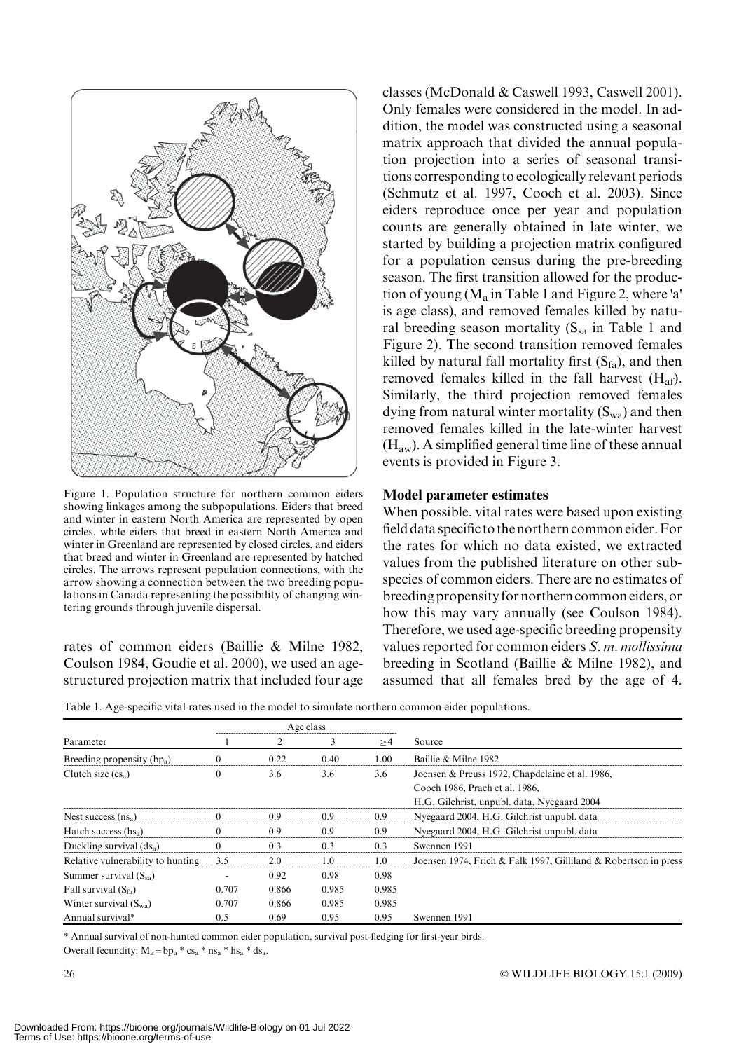Figure 1. Population structure for northern common eiders showing linkages among the subpopulations. Eiders that breed and winter in eastern North America are represented by open circles, while eiders that breed in eastern North America and winter in Greenland are represented by closed circles, and eiders that breed and winter in Greenland are represented by hatched circles. The arrows represent population connections, with the arrow showing a connection between the two breeding populations in Canada representing the possibility of changing wintering grounds through juvenile dispersal.

rates of common eiders (Baillie & Milne 1982, Coulson 1984, Goudie et al. 2000), we used an age-structured projection matrix that included four age classes (McDonald & Caswell 1993, Caswell 2001). Only females were considered in the model. In addition, the model was constructed using a seasonal matrix approach that divided the annual population projection into a series of seasonal transitions corresponding to ecologically relevant periods (Schmutz et al. 1997, Cooch et al. 2003). Since eiders reproduce once per year and population counts are generally obtained in late winter, we started by building a projection matrix configured for a population census during the pre-breeding season. The first transition allowed for the production of young ($M_a$ in Table 1 and Figure 2, where 'a' is age class), and removed females killed by natural breeding season mortality ($S_{sa}$ in Table 1 and Figure 2). The second transition removed females killed by natural fall mortality first ($S_{fa}$), and then removed females killed in the fall harvest ($H_{af}$). Similarly, the third projection removed females dying from natural winter mortality ($S_{wa}$) and then removed females killed in the late-winter harvest ($H_{aw}$). A simplified general time line of these annual events is provided in Figure 3.

## Model parameter estimates

When possible, vital rates were based upon existing field data specific to the northern common eider. For the rates for which no data existed, we extracted values from the published literature on other subspecies of common eiders. There are no estimates of breeding propensity for northern common eiders, or how this may vary annually (see Coulson 1984). Therefore, we used age-specific breeding propensity values reported for common eiders *S. m. mollissima* breeding in Scotland (Baillie & Milne 1982), and assumed that all females bred by the age of 4.

Table 1. Age-specific vital rates used in the model to simulate northern common eider populations.

| Parameter | Age class | | | | Source |
|---|---|---|---|---|---|
| | 1 | 2 | 3 | ≥4 | |
| Breeding propensity ($bp_a$) | 0 | 0.22 | 0.40 | 1.00 | Baillie & Milne 1982 |
| Clutch size ($cs_a$) | 0 | 3.6 | 3.6 | 3.6 | Joensen & Preuss 1972, Chapdelaine et al. 1986, Cooch 1986, Prach et al. 1986, H.G. Gilchrist, unpubl. data, Nyegaard 2004 |
| Nest success ($ns_a$) | 0 | 0.9 | 0.9 | 0.9 | Nyegaard 2004, H.G. Gilchrist unpubl. data |
| Hatch success ($hs_a$) | 0 | 0.9 | 0.9 | 0.9 | Nyegaard 2004, H.G. Gilchrist unpubl. data |
| Duckling survival ($ds_a$) | 0 | 0.3 | 0.3 | 0.3 | Swennen 1991 |
| Relative vulnerability to hunting | 3.5 | 2.0 | 1.0 | 1.0 | Joensen 1974, Frich & Falk 1997, Gilliland & Robertson in press |
| Summer survival ($S_{sa}$) | - | 0.92 | 0.98 | 0.98 | |
| Fall survival ($S_{fa}$) | 0.707 | 0.866 | 0.985 | 0.985 | |
| Winter survival ($S_{wa}$) | 0.707 | 0.866 | 0.985 | 0.985 | |
| Annual survival* | 0.5 | 0.69 | 0.95 | 0.95 | Swennen 1991 |

\* Annual survival of non-hunted common eider population, survival post-fledging for first-year birds.

Overall fecundity: $M_a = bp_a * cs_a * ns_a * hs_a * ds_a$.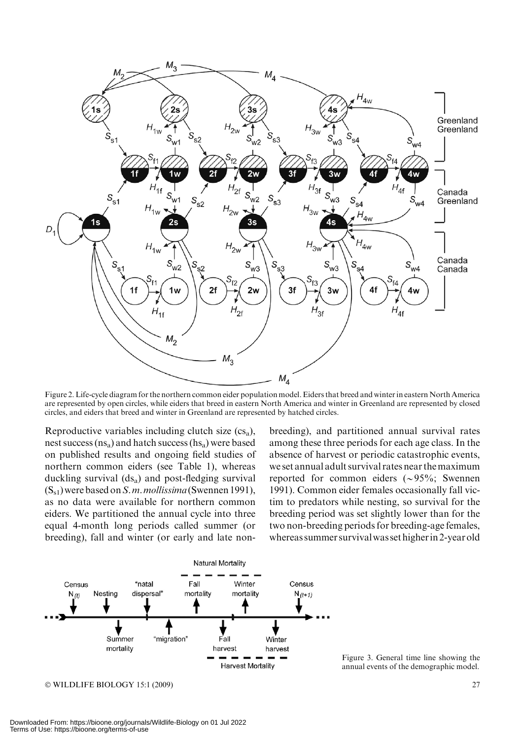Figure 2. Life-cycle diagram for the northern common eider population model. Eiders that breed and winter in eastern North America are represented by open circles, while eiders that breed in eastern North America and winter in Greenland are represented by closed circles, and eiders that breed and winter in Greenland are represented by hatched circles.

Reproductive variables including clutch size ($cs_a$), nest success ($ns_a$) and hatch success ($hs_a$) were based on published results and ongoing field studies of northern common eiders (see Table 1), whereas duckling survival ($ds_a$) and post-fledging survival ($S_{s1}$) were based on *S. m. mollissima* (Swennen 1991), as no data were available for northern common eiders. We partitioned the annual cycle into three equal 4-month long periods called summer (or breeding), fall and winter (or early and late non-breeding), and partitioned annual survival rates among these three periods for each age class. In the absence of harvest or periodic catastrophic events, we set annual adult survival rates near the maximum reported for common eiders (~95%; Swennen 1991). Common eider females occasionally fall victim to predators while nesting, so survival for the breeding period was set slightly lower than for the two non-breeding periods for breeding-age females, whereas summer survival was set higher in 2-year old

Figure 3. General time line showing the annual events of the demographic model.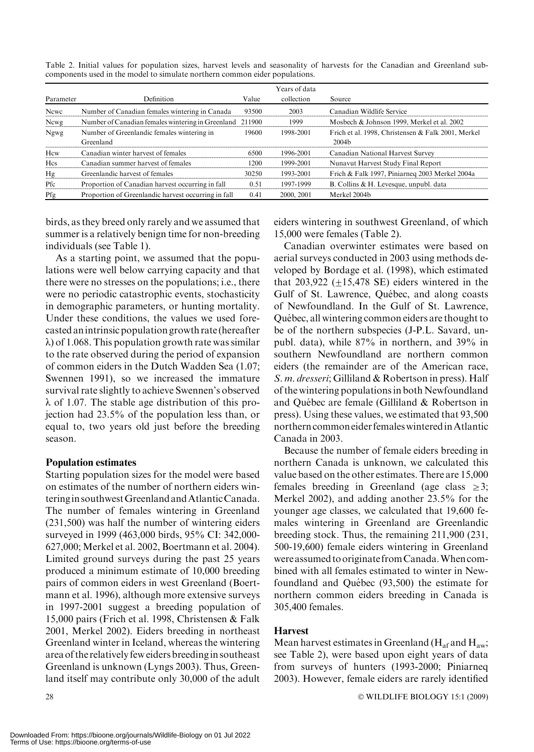Table 2. Initial values for population sizes, harvest levels and seasonality of harvests for the Canadian and Greenland subcomponents used in the model to simulate northern common eider populations.

| Parameter | Definition | Value | Years of data collection | Source |
|---|---|---|---|---|
| Ncwc | Number of Canadian females wintering in Canada | 93500 | 2003 | Canadian Wildlife Service |
| Ncwg | Number of Canadian females wintering in Greenland | 211900 | 1999 | Mosbech & Johnson 1999, Merkel et al. 2002 |
| Ngwg | Number of Greenlandic females wintering in Greenland | 19600 | 1998-2001 | Frich et al. 1998, Christensen & Falk 2001, Merkel 2004b |
| Hcw | Canadian winter harvest of females | 6500 | 1996-2001 | Canadian National Harvest Survey |
| Hcs | Canadian summer harvest of females | 1200 | 1999-2001 | Nunavut Harvest Study Final Report |
| Hg | Greenlandic harvest of females | 30250 | 1993-2001 | Frich & Falk 1997, Piniarneq 2003 Merkel 2004a |
| Pfc | Proportion of Canadian harvest occurring in fall | 0.51 | 1997-1999 | B. Collins & H. Levesque, unpubl. data |
| Pfg | Proportion of Greenlandic harvest occurring in fall | 0.41 | 2000, 2001 | Merkel 2004b |

birds, as they breed only rarely and we assumed that summer is a relatively benign time for non-breeding individuals (see Table 1).

As a starting point, we assumed that the populations were well below carrying capacity and that there were no stresses on the populations; i.e., there were no periodic catastrophic events, stochasticity in demographic parameters, or hunting mortality. Under these conditions, the values we used forecasted an intrinsic population growth rate (hereafter $\lambda$) of 1.068. This population growth rate was similar to the rate observed during the period of expansion of common eiders in the Dutch Wadden Sea (1.07; Swennen 1991), so we increased the immature survival rate slightly to achieve Swennen's observed $\lambda$ of 1.07. The stable age distribution of this projection had 23.5% of the population less than, or equal to, two years old just before the breeding season.

### Population estimates

Starting population sizes for the model were based on estimates of the number of northern eiders wintering in southwest Greenland and Atlantic Canada. The number of females wintering in Greenland (231,500) was half the number of wintering eiders surveyed in 1999 (463,000 birds, 95% CI: 342,000-627,000; Merkel et al. 2002, Boertmann et al. 2004). Limited ground surveys during the past 25 years produced a minimum estimate of 10,000 breeding pairs of common eiders in west Greenland (Boertmann et al. 1996), although more extensive surveys in 1997-2001 suggest a breeding population of 15,000 pairs (Frich et al. 1998, Christensen & Falk 2001, Merkel 2002). Eiders breeding in northeast Greenland winter in Iceland, whereas the wintering area of the relatively few eiders breeding in southeast Greenland is unknown (Lyngs 2003). Thus, Greenland itself may contribute only 30,000 of the adult eiders wintering in southwest Greenland, of which 15,000 were females (Table 2).

Canadian overwinter estimates were based on aerial surveys conducted in 2003 using methods developed by Bordage et al. (1998), which estimated that 203,922 ($\pm$15,478 SE) eiders wintered in the Gulf of St. Lawrence, Québec, and along coasts of Newfoundland. In the Gulf of St. Lawrence, Québec, all wintering common eiders are thought to be of the northern subspecies (J-P.L. Savard, unpubl. data), while 87% in northern, and 39% in southern Newfoundland are northern common eiders (the remainder are of the American race, *S. m. dresseri*; Gilliland & Robertson in press). Half of the wintering populations in both Newfoundland and Québec are female (Gilliland & Robertson in press). Using these values, we estimated that 93,500 northern common eider females wintered in Atlantic Canada in 2003.

Because the number of female eiders breeding in northern Canada is unknown, we calculated this value based on the other estimates. There are 15,000 females breeding in Greenland (age class $\geq$3; Merkel 2002), and adding another 23.5% for the younger age classes, we calculated that 19,600 females wintering in Greenland are Greenlandic breeding stock. Thus, the remaining 211,900 (231,500-19,600) female eiders wintering in Greenland were assumed to originate from Canada. When combined with all females estimated to winter in Newfoundland and Québec (93,500) the estimate for northern common eiders breeding in Canada is 305,400 females.

### Harvest

Mean harvest estimates in Greenland ($H_{af}$ and $H_{aw}$; see Table 2), were based upon eight years of data from surveys of hunters (1993-2000; Piniarneq 2003). However, female eiders are rarely identified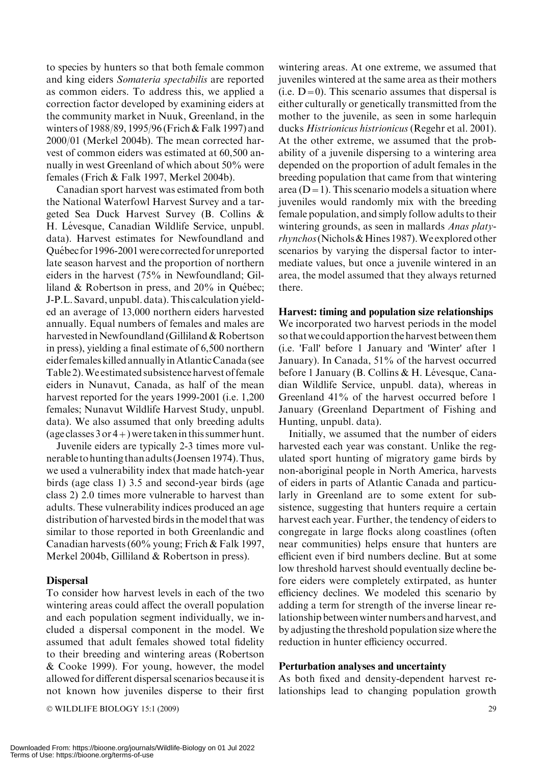to species by hunters so that both female common and king eiders *Somateria spectabilis* are reported as common eiders. To address this, we applied a correction factor developed by examining eiders at the community market in Nuuk, Greenland, in the winters of 1988/89, 1995/96 (Frich & Falk 1997) and 2000/01 (Merkel 2004b). The mean corrected harvest of common eiders was estimated at 60,500 annually in west Greenland of which about 50% were females (Frich & Falk 1997, Merkel 2004b).

Canadian sport harvest was estimated from both the National Waterfowl Harvest Survey and a targeted Sea Duck Harvest Survey (B. Collins & H. Lévesque, Canadian Wildlife Service, unpubl. data). Harvest estimates for Newfoundland and Québec for 1996-2001 were corrected for unreported late season harvest and the proportion of northern eiders in the harvest (75% in Newfoundland; Gilliland & Robertson in press, and 20% in Québec; J-P.L. Savard, unpubl. data). This calculation yielded an average of 13,000 northern eiders harvested annually. Equal numbers of females and males are harvested in Newfoundland (Gilliland & Robertson in press), yielding a final estimate of 6,500 northern eider females killed annually in Atlantic Canada (see Table 2). We estimated subsistence harvest of female eiders in Nunavut, Canada, as half of the mean harvest reported for the years 1999-2001 (i.e. 1,200 females; Nunavut Wildlife Harvest Study, unpubl. data). We also assumed that only breeding adults (age classes 3 or 4+) were taken in this summer hunt.

Juvenile eiders are typically 2-3 times more vulnerable to hunting than adults (Joensen 1974). Thus, we used a vulnerability index that made hatch-year birds (age class 1) 3.5 and second-year birds (age class 2) 2.0 times more vulnerable to harvest than adults. These vulnerability indices produced an age distribution of harvested birds in the model that was similar to those reported in both Greenlandic and Canadian harvests (60% young; Frich & Falk 1997, Merkel 2004b, Gilliland & Robertson in press).

### Dispersal

To consider how harvest levels in each of the two wintering areas could affect the overall population and each population segment individually, we included a dispersal component in the model. We assumed that adult females showed total fidelity to their breeding and wintering areas (Robertson & Cooke 1999). For young, however, the model allowed for different dispersal scenarios because it is not known how juveniles disperse to their first wintering areas. At one extreme, we assumed that juveniles wintered at the same area as their mothers (i.e. $D=0$). This scenario assumes that dispersal is either culturally or genetically transmitted from the mother to the juvenile, as seen in some harlequin ducks *Histrionicus histrionicus* (Regehr et al. 2001). At the other extreme, we assumed that the probability of a juvenile dispersing to a wintering area depended on the proportion of adult females in the breeding population that came from that wintering area ($D=1$). This scenario models a situation where juveniles would randomly mix with the breeding female population, and simply follow adults to their wintering grounds, as seen in mallards *Anas platyrhynchos* (Nichols & Hines 1987). We explored other scenarios by varying the dispersal factor to intermediate values, but once a juvenile wintered in an area, the model assumed that they always returned there.

### Harvest: timing and population size relationships

We incorporated two harvest periods in the model so that we could apportion the harvest between them (i.e. 'Fall' before 1 January and 'Winter' after 1 January). In Canada, 51% of the harvest occurred before 1 January (B. Collins & H. Lévesque, Canadian Wildlife Service, unpubl. data), whereas in Greenland 41% of the harvest occurred before 1 January (Greenland Department of Fishing and Hunting, unpubl. data).

Initially, we assumed that the number of eiders harvested each year was constant. Unlike the regulated sport hunting of migratory game birds by non-aboriginal people in North America, harvests of eiders in parts of Atlantic Canada and particularly in Greenland are to some extent for subsistence, suggesting that hunters require a certain harvest each year. Further, the tendency of eiders to congregate in large flocks along coastlines (often near communities) helps ensure that hunters are efficient even if bird numbers decline. But at some low threshold harvest should eventually decline before eiders were completely extirpated, as hunter efficiency declines. We modeled this scenario by adding a term for strength of the inverse linear relationship between winter numbers and harvest, and by adjusting the threshold population size where the reduction in hunter efficiency occurred.

### Perturbation analyses and uncertainty

As both fixed and density-dependent harvest relationships lead to changing population growth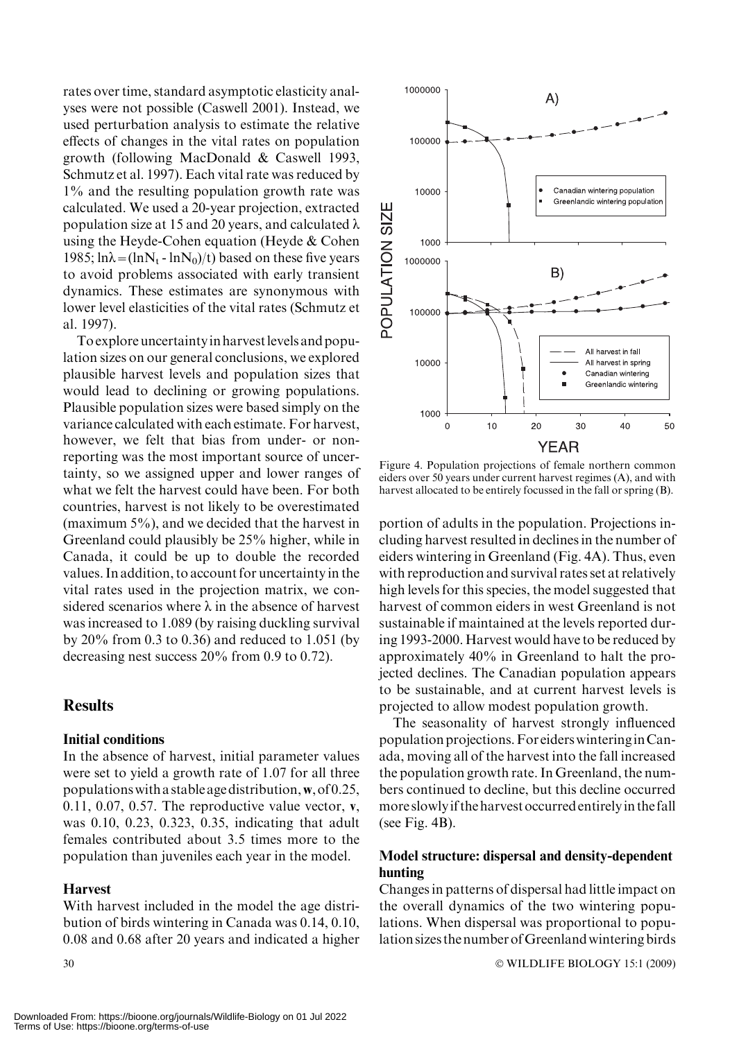rates over time, standard asymptotic elasticity analyses were not possible (Caswell 2001). Instead, we used perturbation analysis to estimate the relative effects of changes in the vital rates on population growth (following MacDonald & Caswell 1993, Schmutz et al. 1997). Each vital rate was reduced by 1% and the resulting population growth rate was calculated. We used a 20-year projection, extracted population size at 15 and 20 years, and calculated $\lambda$ using the Heyde-Cohen equation (Heyde & Cohen 1985; $\ln\lambda = (\ln N_t - \ln N_0)/t$) based on these five years to avoid problems associated with early transient dynamics. These estimates are synonymous with lower level elasticities of the vital rates (Schmutz et al. 1997).

To explore uncertainty in harvest levels and population sizes on our general conclusions, we explored plausible harvest levels and population sizes that would lead to declining or growing populations. Plausible population sizes were based simply on the variance calculated with each estimate. For harvest, however, we felt that bias from under- or non-reporting was the most important source of uncertainty, so we assigned upper and lower ranges of what we felt the harvest could have been. For both countries, harvest is not likely to be overestimated (maximum 5%), and we decided that the harvest in Greenland could plausibly be 25% higher, while in Canada, it could be up to double the recorded values. In addition, to account for uncertainty in the vital rates used in the projection matrix, we considered scenarios where $\lambda$ in the absence of harvest was increased to 1.089 (by raising duckling survival by 20% from 0.3 to 0.36) and reduced to 1.051 (by decreasing nest success 20% from 0.9 to 0.72).

## Results

### Initial conditions

In the absence of harvest, initial parameter values were set to yield a growth rate of 1.07 for all three populations with a stable age distribution, **w**, of 0.25, 0.11, 0.07, 0.57. The reproductive value vector, **v**, was 0.10, 0.23, 0.323, 0.35, indicating that adult females contributed about 3.5 times more to the population than juveniles each year in the model.

### Harvest

With harvest included in the model the age distribution of birds wintering in Canada was 0.14, 0.10, 0.08 and 0.68 after 20 years and indicated a higher portion of adults in the population. Projections including harvest resulted in declines in the number of eiders wintering in Greenland (Fig. 4A). Thus, even with reproduction and survival rates set at relatively high levels for this species, the model suggested that harvest of common eiders in west Greenland is not sustainable if maintained at the levels reported during 1993-2000. Harvest would have to be reduced by approximately 40% in Greenland to halt the projected declines. The Canadian population appears to be sustainable, and at current harvest levels is projected to allow modest population growth.

The seasonality of harvest strongly influenced population projections. For eiders wintering in Canada, moving all of the harvest into the fall increased the population growth rate. In Greenland, the numbers continued to decline, but this decline occurred more slowly if the harvest occurred entirely in the fall (see Fig. 4B).

### Model structure: dispersal and density-dependent hunting

Changes in patterns of dispersal had little impact on the overall dynamics of the two wintering populations. When dispersal was proportional to population sizes the number of Greenland wintering birds

Figure 4. Population projections of female northern common eiders over 50 years under current harvest regimes (A), and with harvest allocated to be entirely focussed in the fall or spring (B).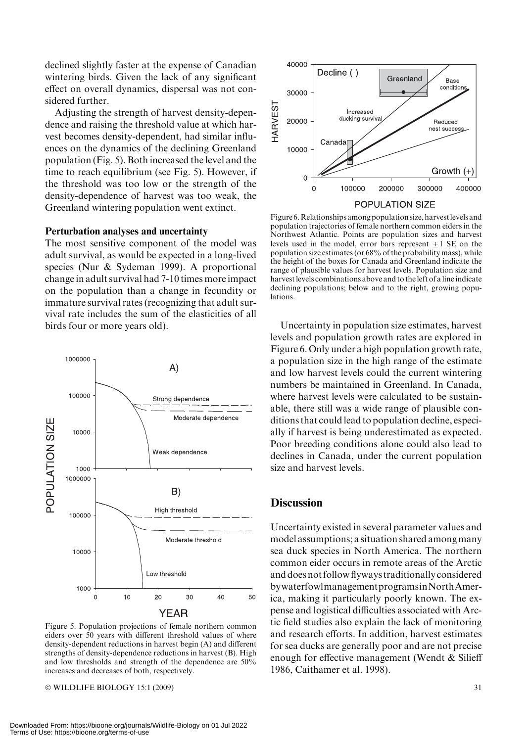declined slightly faster at the expense of Canadian wintering birds. Given the lack of any significant effect on overall dynamics, dispersal was not considered further.

Adjusting the strength of harvest density-dependence and raising the threshold value at which harvest becomes density-dependent, had similar influences on the dynamics of the declining Greenland population (Fig. 5). Both increased the level and the time to reach equilibrium (see Fig. 5). However, if the threshold was too low or the strength of the density-dependence of harvest was too weak, the Greenland wintering population went extinct.

### Perturbation analyses and uncertainty

The most sensitive component of the model was adult survival, as would be expected in a long-lived species (Nur & Sydeman 1999). A proportional change in adult survival had 7-10 times more impact on the population than a change in fecundity or immature survival rates (recognizing that adult survival rate includes the sum of the elasticities of all birds four or more years old).

Figure 5. Population projections of female northern common eiders over 50 years with different threshold values of where density-dependent reductions in harvest begin (A) and different strengths of density-dependence reductions in harvest (B). High and low thresholds and strength of the dependence are 50% increases and decreases of both, respectively.

Figure 6. Relationships among population size, harvest levels and population trajectories of female northern common eiders in the Northwest Atlantic. Points are population sizes and harvest levels used in the model, error bars represent $\pm 1$ SE on the population size estimates (or 68% of the probability mass), while the height of the boxes for Canada and Greenland indicate the range of plausible values for harvest levels. Population size and harvest levels combinations above and to the left of a line indicate declining populations; below and to the right, growing populations.

Uncertainty in population size estimates, harvest levels and population growth rates are explored in Figure 6. Only under a high population growth rate, a population size in the high range of the estimate and low harvest levels could the current wintering numbers be maintained in Greenland. In Canada, where harvest levels were calculated to be sustainable, there still was a wide range of plausible conditions that could lead to population decline, especially if harvest is being underestimated as expected. Poor breeding conditions alone could also lead to declines in Canada, under the current population size and harvest levels.

## Discussion

Uncertainty existed in several parameter values and model assumptions; a situation shared among many sea duck species in North America. The northern common eider occurs in remote areas of the Arctic and does not follow flyways traditionally considered by waterfowl management programs in North America, making it particularly poorly known. The expense and logistical difficulties associated with Arctic field studies also explain the lack of monitoring and research efforts. In addition, harvest estimates for sea ducks are generally poor and are not precise enough for effective management (Wendt & Silieff 1986, Caithamer et al. 1998).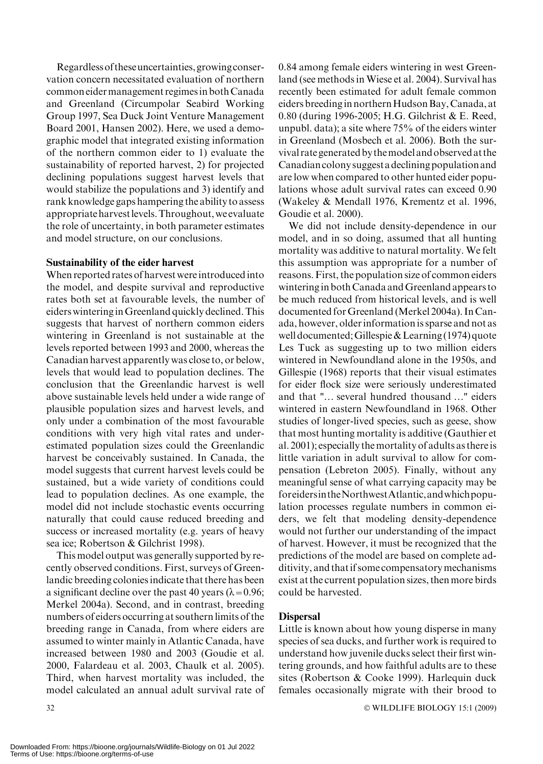Regardless of these uncertainties, growing conservation concern necessitated evaluation of northern common eider management regimes in both Canada and Greenland (Circumpolar Seabird Working Group 1997, Sea Duck Joint Venture Management Board 2001, Hansen 2002). Here, we used a demographic model that integrated existing information of the northern common eider to 1) evaluate the sustainability of reported harvest, 2) for projected declining populations suggest harvest levels that would stabilize the populations and 3) identify and rank knowledge gaps hampering the ability to assess appropriate harvest levels. Throughout, we evaluate the role of uncertainty, in both parameter estimates and model structure, on our conclusions.

## Sustainability of the eider harvest

When reported rates of harvest were introduced into the model, and despite survival and reproductive rates both set at favourable levels, the number of eiders wintering in Greenland quickly declined. This suggests that harvest of northern common eiders wintering in Greenland is not sustainable at the levels reported between 1993 and 2000, whereas the Canadian harvest apparently was close to, or below, levels that would lead to population declines. The conclusion that the Greenlandic harvest is well above sustainable levels held under a wide range of plausible population sizes and harvest levels, and only under a combination of the most favourable conditions with very high vital rates and underestimated population sizes could the Greenlandic harvest be conceivably sustained. In Canada, the model suggests that current harvest levels could be sustained, but a wide variety of conditions could lead to population declines. As one example, the model did not include stochastic events occurring naturally that could cause reduced breeding and success or increased mortality (e.g. years of heavy sea ice; Robertson & Gilchrist 1998).

This model output was generally supported by recently observed conditions. First, surveys of Greenlandic breeding colonies indicate that there has been a significant decline over the past 40 years ($\lambda = 0.96$; Merkel 2004a). Second, and in contrast, breeding numbers of eiders occurring at southern limits of the breeding range in Canada, from where eiders are assumed to winter mainly in Atlantic Canada, have increased between 1980 and 2003 (Goudie et al. 2000, Falardeau et al. 2003, Chaulk et al. 2005). Third, when harvest mortality was included, the model calculated an annual adult survival rate of 0.84 among female eiders wintering in west Greenland (see methods in Wiese et al. 2004). Survival has recently been estimated for adult female common eiders breeding in northern Hudson Bay, Canada, at 0.80 (during 1996-2005; H.G. Gilchrist & E. Reed, unpubl. data); a site where 75% of the eiders winter in Greenland (Mosbech et al. 2006). Both the survival rate generated by the model and observed at the Canadian colony suggest a declining population and are low when compared to other hunted eider populations whose adult survival rates can exceed 0.90 (Wakeley & Mendall 1976, Krementz et al. 1996, Goudie et al. 2000).

We did not include density-dependence in our model, and in so doing, assumed that all hunting mortality was additive to natural mortality. We felt this assumption was appropriate for a number of reasons. First, the population size of common eiders wintering in both Canada and Greenland appears to be much reduced from historical levels, and is well documented for Greenland (Merkel 2004a). In Canada, however, older information is sparse and not as well documented; Gillespie & Learning (1974) quote Les Tuck as suggesting up to two million eiders wintered in Newfoundland alone in the 1950s, and Gillespie (1968) reports that their visual estimates for eider flock size were seriously underestimated and that "... several hundred thousand ..." eiders wintered in eastern Newfoundland in 1968. Other studies of longer-lived species, such as geese, show that most hunting mortality is additive (Gauthier et al. 2001); especially the mortality of adults as there is little variation in adult survival to allow for compensation (Lebreton 2005). Finally, without any meaningful sense of what carrying capacity may be for eiders in the Northwest Atlantic, and which population processes regulate numbers in common eiders, we felt that modeling density-dependence would not further our understanding of the impact of harvest. However, it must be recognized that the predictions of the model are based on complete additivity, and that if some compensatory mechanisms exist at the current population sizes, then more birds could be harvested.

## Dispersal

Little is known about how young disperse in many species of sea ducks, and further work is required to understand how juvenile ducks select their first wintering grounds, and how faithful adults are to these sites (Robertson & Cooke 1999). Harlequin duck females occasionally migrate with their brood to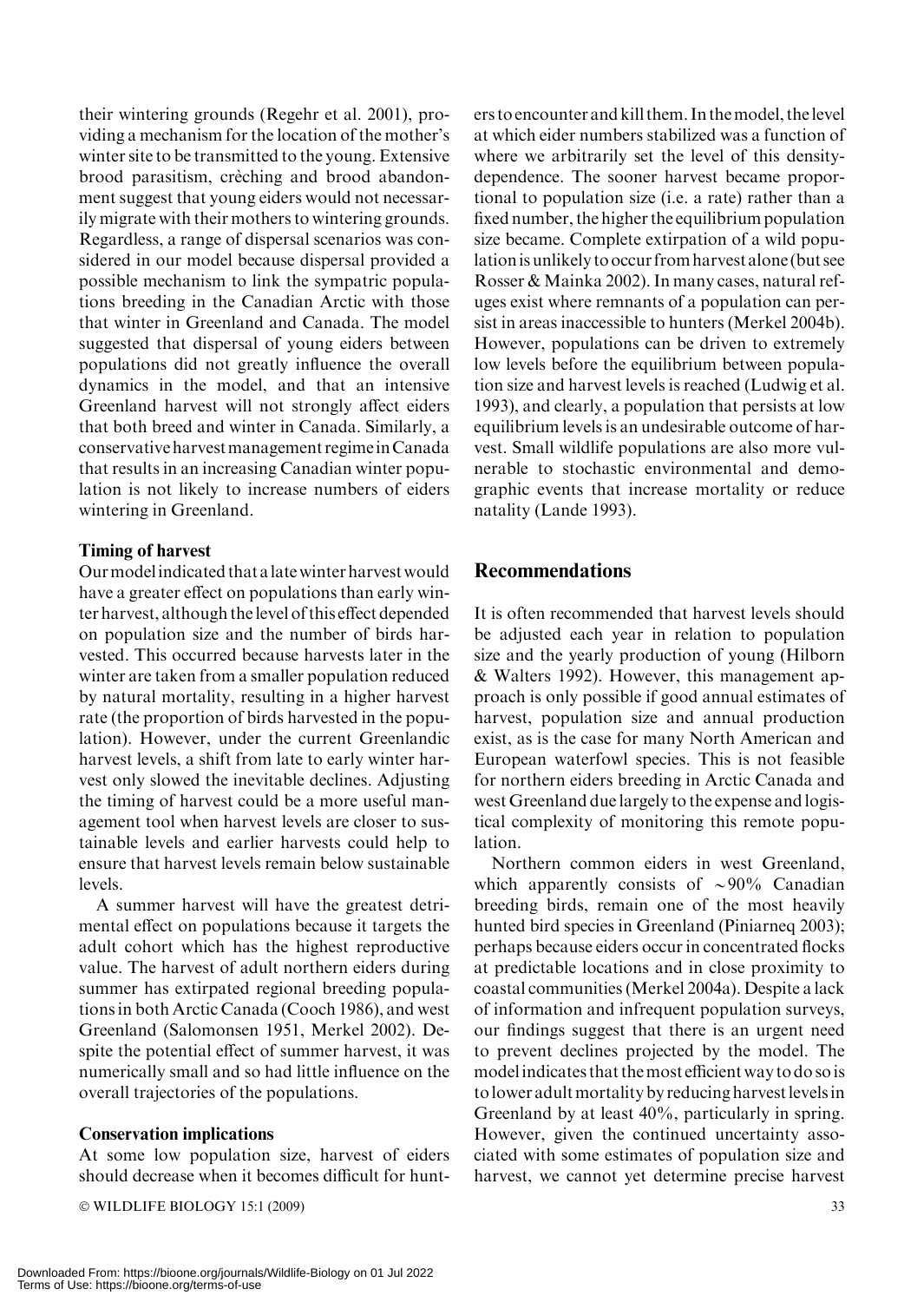their wintering grounds (Regehr et al. 2001), providing a mechanism for the location of the mother's winter site to be transmitted to the young. Extensive brood parasitism, crèching and brood abandonment suggest that young eiders would not necessarily migrate with their mothers to wintering grounds. Regardless, a range of dispersal scenarios was considered in our model because dispersal provided a possible mechanism to link the sympatric populations breeding in the Canadian Arctic with those that winter in Greenland and Canada. The model suggested that dispersal of young eiders between populations did not greatly influence the overall dynamics in the model, and that an intensive Greenland harvest will not strongly affect eiders that both breed and winter in Canada. Similarly, a conservative harvest management regime in Canada that results in an increasing Canadian winter population is not likely to increase numbers of eiders wintering in Greenland.

### Timing of harvest

Our model indicated that a late winter harvest would have a greater effect on populations than early winter harvest, although the level of this effect depended on population size and the number of birds harvested. This occurred because harvests later in the winter are taken from a smaller population reduced by natural mortality, resulting in a higher harvest rate (the proportion of birds harvested in the population). However, under the current Greenlandic harvest levels, a shift from late to early winter harvest only slowed the inevitable declines. Adjusting the timing of harvest could be a more useful management tool when harvest levels are closer to sustainable levels and earlier harvests could help to ensure that harvest levels remain below sustainable levels.

A summer harvest will have the greatest detrimental effect on populations because it targets the adult cohort which has the highest reproductive value. The harvest of adult northern eiders during summer has extirpated regional breeding populations in both Arctic Canada (Cooch 1986), and west Greenland (Salomonsen 1951, Merkel 2002). Despite the potential effect of summer harvest, it was numerically small and so had little influence on the overall trajectories of the populations.

### Conservation implications

At some low population size, harvest of eiders should decrease when it becomes difficult for hunters to encounter and kill them. In the model, the level at which eider numbers stabilized was a function of where we arbitrarily set the level of this density-dependence. The sooner harvest became proportional to population size (i.e. a rate) rather than a fixed number, the higher the equilibrium population size became. Complete extirpation of a wild population is unlikely to occur from harvest alone (but see Rosser & Mainka 2002). In many cases, natural refuges exist where remnants of a population can persist in areas inaccessible to hunters (Merkel 2004b). However, populations can be driven to extremely low levels before the equilibrium between population size and harvest levels is reached (Ludwig et al. 1993), and clearly, a population that persists at low equilibrium levels is an undesirable outcome of harvest. Small wildlife populations are also more vulnerable to stochastic environmental and demographic events that increase mortality or reduce natality (Lande 1993).

## Recommendations

It is often recommended that harvest levels should be adjusted each year in relation to population size and the yearly production of young (Hilborn & Walters 1992). However, this management approach is only possible if good annual estimates of harvest, population size and annual production exist, as is the case for many North American and European waterfowl species. This is not feasible for northern eiders breeding in Arctic Canada and west Greenland due largely to the expense and logistical complexity of monitoring this remote population.

Northern common eiders in west Greenland, which apparently consists of ~90% Canadian breeding birds, remain one of the most heavily hunted bird species in Greenland (Piniarneq 2003); perhaps because eiders occur in concentrated flocks at predictable locations and in close proximity to coastal communities (Merkel 2004a). Despite a lack of information and infrequent population surveys, our findings suggest that there is an urgent need to prevent declines projected by the model. The model indicates that the most efficient way to do so is to lower adult mortality by reducing harvest levels in Greenland by at least 40%, particularly in spring. However, given the continued uncertainty associated with some estimates of population size and harvest, we cannot yet determine precise harvest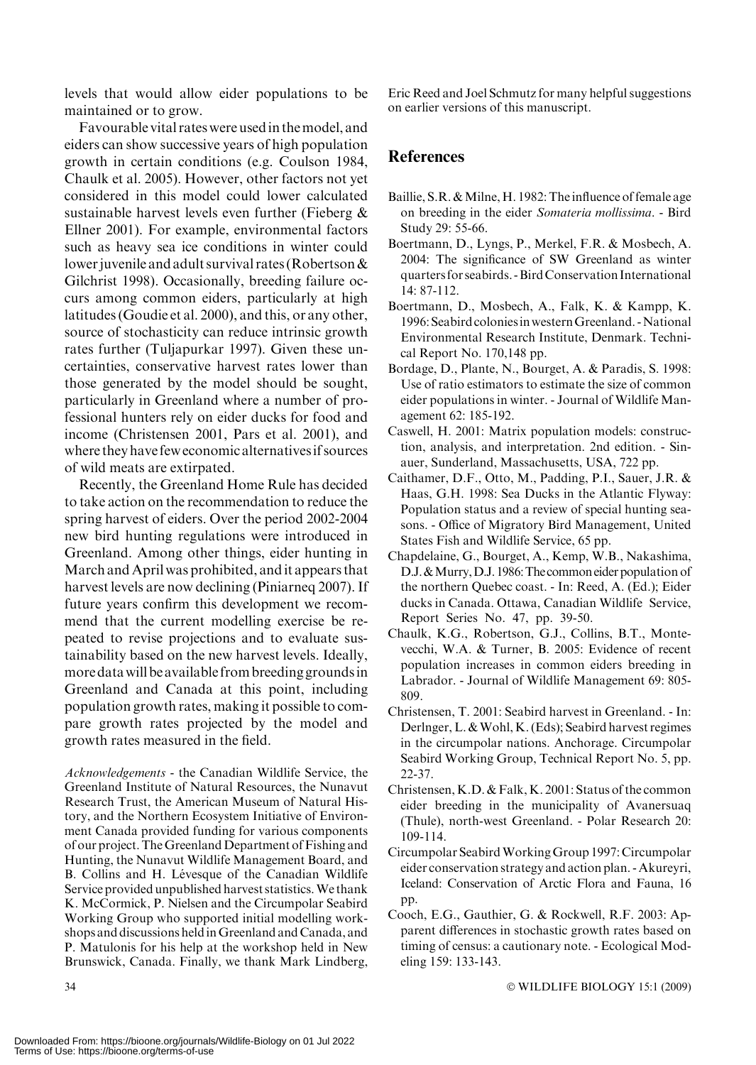levels that would allow eider populations to be maintained or to grow.

Favourable vital rates were used in the model, and eiders can show successive years of high population growth in certain conditions (e.g. Coulson 1984, Chaulk et al. 2005). However, other factors not yet considered in this model could lower calculated sustainable harvest levels even further (Fieberg & Ellner 2001). For example, environmental factors such as heavy sea ice conditions in winter could lower juvenile and adult survival rates (Robertson & Gilchrist 1998). Occasionally, breeding failure occurs among common eiders, particularly at high latitudes (Goudie et al. 2000), and this, or any other, source of stochasticity can reduce intrinsic growth rates further (Tuljapurkar 1997). Given these uncertainties, conservative harvest rates lower than those generated by the model should be sought, particularly in Greenland where a number of professional hunters rely on eider ducks for food and income (Christensen 2001, Pars et al. 2001), and where they have few economic alternatives if sources of wild meats are extirpated.

Recently, the Greenland Home Rule has decided to take action on the recommendation to reduce the spring harvest of eiders. Over the period 2002-2004 new bird hunting regulations were introduced in Greenland. Among other things, eider hunting in March and April was prohibited, and it appears that harvest levels are now declining (Piniarneq 2007). If future years confirm this development we recommend that the current modelling exercise be repeated to revise projections and to evaluate sustainability based on the new harvest levels. Ideally, more data will be available from breeding grounds in Greenland and Canada at this point, including population growth rates, making it possible to compare growth rates projected by the model and growth rates measured in the field.

*Acknowledgements* - the Canadian Wildlife Service, the Greenland Institute of Natural Resources, the Nunavut Research Trust, the American Museum of Natural History, and the Northern Ecosystem Initiative of Environment Canada provided funding for various components of our project. The Greenland Department of Fishing and Hunting, the Nunavut Wildlife Management Board, and B. Collins and H. Lévesque of the Canadian Wildlife Service provided unpublished harvest statistics. We thank K. McCormick, P. Nielsen and the Circumpolar Seabird Working Group who supported initial modelling workshops and discussions held in Greenland and Canada, and P. Matulonis for his help at the workshop held in New Brunswick, Canada. Finally, we thank Mark Lindberg, Eric Reed and Joel Schmutz for many helpful suggestions on earlier versions of this manuscript.

## References

Baillie, S.R. & Milne, H. 1982: The influence of female age on breeding in the eider *Somateria mollissima*. - Bird Study 29: 55-66.

Boertmann, D., Lyngs, P., Merkel, F.R. & Mosbech, A. 2004: The significance of SW Greenland as winter quarters for seabirds. - Bird Conservation International 14: 87-112.

Boertmann, D., Mosbech, A., Falk, K. & Kampp, K. 1996: Seabird colonies in western Greenland. - National Environmental Research Institute, Denmark. Technical Report No. 170,148 pp.

Bordage, D., Plante, N., Bourget, A. & Paradis, S. 1998: Use of ratio estimators to estimate the size of common eider populations in winter. - Journal of Wildlife Management 62: 185-192.

Caswell, H. 2001: Matrix population models: construction, analysis, and interpretation. 2nd edition. - Sinauer, Sunderland, Massachusetts, USA, 722 pp.

Caithamer, D.F., Otto, M., Padding, P.I., Sauer, J.R. & Haas, G.H. 1998: Sea Ducks in the Atlantic Flyway: Population status and a review of special hunting seasons. - Office of Migratory Bird Management, United States Fish and Wildlife Service, 65 pp.

Chapdelaine, G., Bourget, A., Kemp, W.B., Nakashima, D.J. & Murry, D.J. 1986: The common eider population of the northern Quebec coast. - In: Reed, A. (Ed.); Eider ducks in Canada. Ottawa, Canadian Wildlife Service, Report Series No. 47, pp. 39-50.

Chaulk, K.G., Robertson, G.J., Collins, B.T., Montevecchi, W.A. & Turner, B. 2005: Evidence of recent population increases in common eiders breeding in Labrador. - Journal of Wildlife Management 69: 805-809.

Christensen, T. 2001: Seabird harvest in Greenland. - In: Derlnger, L. & Wohl, K. (Eds); Seabird harvest regimes in the circumpolar nations. Anchorage. Circumpolar Seabird Working Group, Technical Report No. 5, pp. 22-37.

Christensen, K.D. & Falk, K. 2001: Status of the common eider breeding in the municipality of Avanersuaq (Thule), north-west Greenland. - Polar Research 20: 109-114.

Circumpolar Seabird Working Group 1997: Circumpolar eider conservation strategy and action plan. - Akureyri, Iceland: Conservation of Arctic Flora and Fauna, 16 pp.

Cooch, E.G., Gauthier, G. & Rockwell, R.F. 2003: Apparent differences in stochastic growth rates based on timing of census: a cautionary note. - Ecological Modeling 159: 133-143.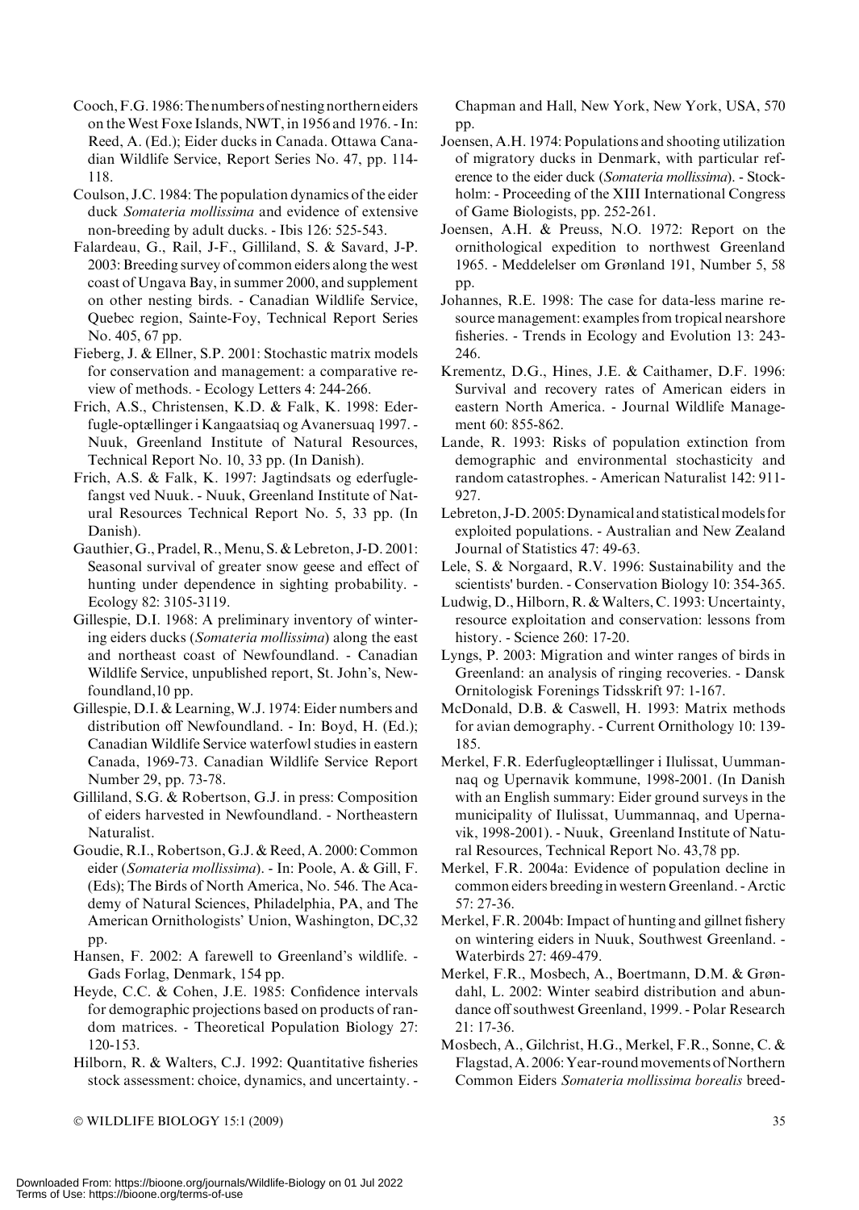Cooch, F.G. 1986: The numbers of nesting northern eiders on the West Foxe Islands, NWT, in 1956 and 1976. - In: Reed, A. (Ed.); Eider ducks in Canada. Ottawa Canadian Wildlife Service, Report Series No. 47, pp. 114-118.

Coulson, J.C. 1984: The population dynamics of the eider duck *Somateria mollissima* and evidence of extensive non-breeding by adult ducks. - Ibis 126: 525-543.

Falardeau, G., Rail, J-F., Gilliland, S. & Savard, J-P. 2003: Breeding survey of common eiders along the west coast of Ungava Bay, in summer 2000, and supplement on other nesting birds. - Canadian Wildlife Service, Quebec region, Sainte-Foy, Technical Report Series No. 405, 67 pp.

Fieberg, J. & Ellner, S.P. 2001: Stochastic matrix models for conservation and management: a comparative review of methods. - Ecology Letters 4: 244-266.

Frich, A.S., Christensen, K.D. & Falk, K. 1998: Ederfugle-optællinger i Kangaatsiaq og Avanersuaq 1997. - Nuuk, Greenland Institute of Natural Resources, Technical Report No. 10, 33 pp. (In Danish).

Frich, A.S. & Falk, K. 1997: Jagtindsats og ederfuglefangst ved Nuuk. - Nuuk, Greenland Institute of Natural Resources Technical Report No. 5, 33 pp. (In Danish).

Gauthier, G., Pradel, R., Menu, S. & Lebreton, J-D. 2001: Seasonal survival of greater snow geese and effect of hunting under dependence in sighting probability. - Ecology 82: 3105-3119.

Gillespie, D.I. 1968: A preliminary inventory of wintering eiders ducks (*Somateria mollissima*) along the east and northeast coast of Newfoundland. - Canadian Wildlife Service, unpublished report, St. John's, Newfoundland, 10 pp.

Gillespie, D.I. & Learning, W.J. 1974: Eider numbers and distribution off Newfoundland. - In: Boyd, H. (Ed.); Canadian Wildlife Service waterfowl studies in eastern Canada, 1969-73. Canadian Wildlife Service Report Number 29, pp. 73-78.

Gilliland, S.G. & Robertson, G.J. in press: Composition of eiders harvested in Newfoundland. - Northeastern Naturalist.

Goudie, R.I., Robertson, G.J. & Reed, A. 2000: Common eider (*Somateria mollissima*). - In: Poole, A. & Gill, F. (Eds); The Birds of North America, No. 546. The Academy of Natural Sciences, Philadelphia, PA, and The American Ornithologists' Union, Washington, DC, 32 pp.

Hansen, F. 2002: A farewell to Greenland's wildlife. - Gads Forlag, Denmark, 154 pp.

Heyde, C.C. & Cohen, J.E. 1985: Confidence intervals for demographic projections based on products of random matrices. - Theoretical Population Biology 27: 120-153.

Hilborn, R. & Walters, C.J. 1992: Quantitative fisheries stock assessment: choice, dynamics, and uncertainty. - Chapman and Hall, New York, New York, USA, 570 pp.

Joensen, A.H. 1974: Populations and shooting utilization of migratory ducks in Denmark, with particular reference to the eider duck (*Somateria mollissima*). - Stockholm: - Proceeding of the XIII International Congress of Game Biologists, pp. 252-261.

Joensen, A.H. & Preuss, N.O. 1972: Report on the ornithological expedition to northwest Greenland 1965. - Meddelelser om Grønland 191, Number 5, 58 pp.

Johannes, R.E. 1998: The case for data-less marine resource management: examples from tropical nearshore fisheries. - Trends in Ecology and Evolution 13: 243-246.

Krementz, D.G., Hines, J.E. & Caithamer, D.F. 1996: Survival and recovery rates of American eiders in eastern North America. - Journal Wildlife Management 60: 855-862.

Lande, R. 1993: Risks of population extinction from demographic and environmental stochasticity and random catastrophes. - American Naturalist 142: 911-927.

Lebreton, J-D. 2005: Dynamical and statistical models for exploited populations. - Australian and New Zealand Journal of Statistics 47: 49-63.

Lele, S. & Norgaard, R.V. 1996: Sustainability and the scientists' burden. - Conservation Biology 10: 354-365.

Ludwig, D., Hilborn, R. & Walters, C. 1993: Uncertainty, resource exploitation and conservation: lessons from history. - Science 260: 17-20.

Lyngs, P. 2003: Migration and winter ranges of birds in Greenland: an analysis of ringing recoveries. - Dansk Ornitologisk Forenings Tidsskrift 97: 1-167.

McDonald, D.B. & Caswell, H. 1993: Matrix methods for avian demography. - Current Ornithology 10: 139-185.

Merkel, F.R. Ederfugleoptællinger i Ilulissat, Uummannaq og Upernavik kommune, 1998-2001. (In Danish with an English summary: Eider ground surveys in the municipality of Ilulissat, Uummannaq, and Upernavik, 1998-2001). - Nuuk, Greenland Institute of Natural Resources, Technical Report No. 43, 78 pp.

Merkel, F.R. 2004a: Evidence of population decline in common eiders breeding in western Greenland. - Arctic 57: 27-36.

Merkel, F.R. 2004b: Impact of hunting and gillnet fishery on wintering eiders in Nuuk, Southwest Greenland. - Waterbirds 27: 469-479.

Merkel, F.R., Mosbech, A., Boertmann, D.M. & Grøndahl, L. 2002: Winter seabird distribution and abundance off southwest Greenland, 1999. - Polar Research 21: 17-36.

Mosbech, A., Gilchrist, H.G., Merkel, F.R., Sonne, C. & Flagstad, A. 2006: Year-round movements of Northern Common Eiders *Somateria mollissima borealis* breed-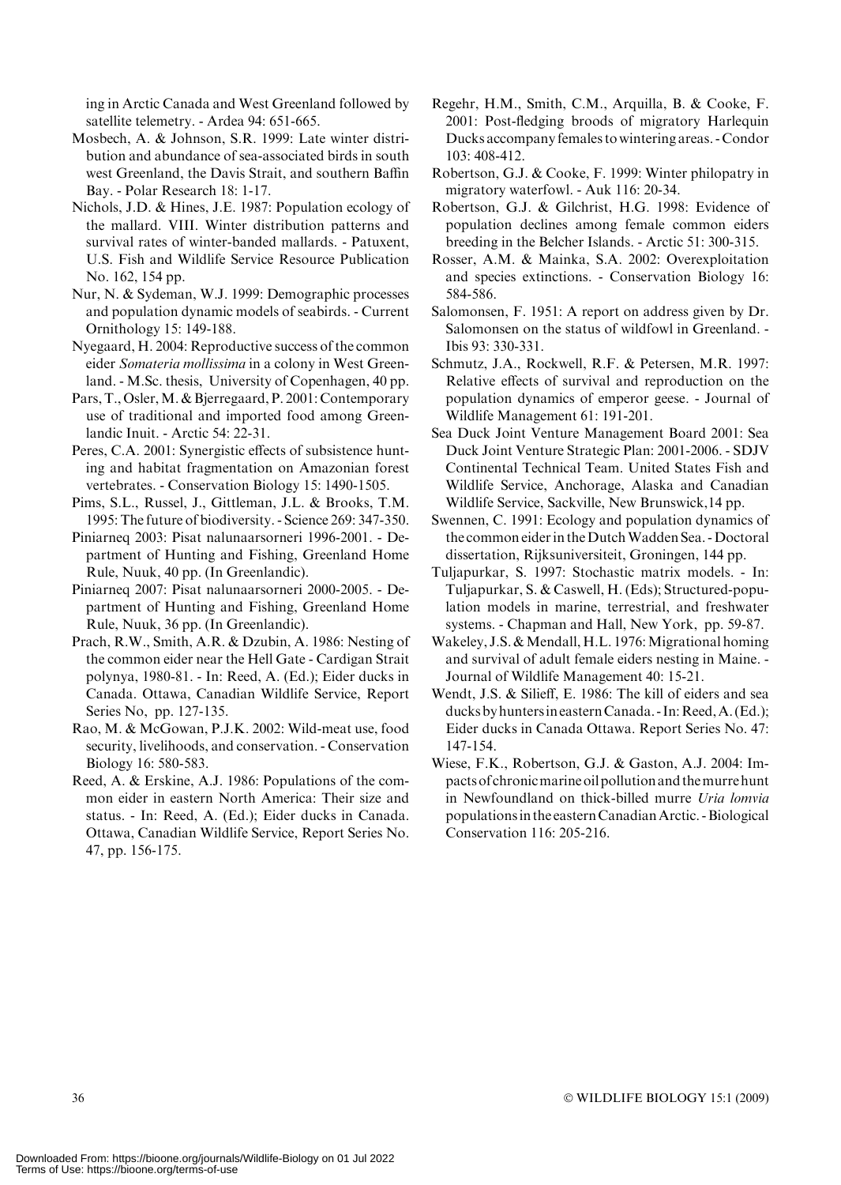ing in Arctic Canada and West Greenland followed by satellite telemetry. - Ardea 94: 651-665.

Mosbech, A. & Johnson, S.R. 1999: Late winter distribution and abundance of sea-associated birds in south west Greenland, the Davis Strait, and southern Baffin Bay. - Polar Research 18: 1-17.

Nichols, J.D. & Hines, J.E. 1987: Population ecology of the mallard. VIII. Winter distribution patterns and survival rates of winter-banded mallards. - Patuxent, U.S. Fish and Wildlife Service Resource Publication No. 162, 154 pp.

Nur, N. & Sydeman, W.J. 1999: Demographic processes and population dynamic models of seabirds. - Current Ornithology 15: 149-188.

Nyegaard, H. 2004: Reproductive success of the common eider *Somateria mollissima* in a colony in West Greenland. - M.Sc. thesis, University of Copenhagen, 40 pp.

Pars, T., Osler, M. & Bjerregaard, P. 2001: Contemporary use of traditional and imported food among Greenlandic Inuit. - Arctic 54: 22-31.

Peres, C.A. 2001: Synergistic effects of subsistence hunting and habitat fragmentation on Amazonian forest vertebrates. - Conservation Biology 15: 1490-1505.

Pims, S.L., Russel, J., Gittleman, J.L. & Brooks, T.M. 1995: The future of biodiversity. - Science 269: 347-350.

Piniarneq 2003: Pisat nalunaarsorneri 1996-2001. - Department of Hunting and Fishing, Greenland Home Rule, Nuuk, 40 pp. (In Greenlandic).

Piniarneq 2007: Pisat nalunaarsorneri 2000-2005. - Department of Hunting and Fishing, Greenland Home Rule, Nuuk, 36 pp. (In Greenlandic).

Prach, R.W., Smith, A.R. & Dzubin, A. 1986: Nesting of the common eider near the Hell Gate - Cardigan Strait polynya, 1980-81. - In: Reed, A. (Ed.); Eider ducks in Canada. Ottawa, Canadian Wildlife Service, Report Series No, pp. 127-135.

Rao, M. & McGowan, P.J.K. 2002: Wild-meat use, food security, livelihoods, and conservation. - Conservation Biology 16: 580-583.

Reed, A. & Erskine, A.J. 1986: Populations of the common eider in eastern North America: Their size and status. - In: Reed, A. (Ed.); Eider ducks in Canada. Ottawa, Canadian Wildlife Service, Report Series No. 47, pp. 156-175.

Regehr, H.M., Smith, C.M., Arquilla, B. & Cooke, F. 2001: Post-fledging broods of migratory Harlequin Ducks accompany females to wintering areas. - Condor 103: 408-412.

Robertson, G.J. & Cooke, F. 1999: Winter philopatry in migratory waterfowl. - Auk 116: 20-34.

Robertson, G.J. & Gilchrist, H.G. 1998: Evidence of population declines among female common eiders breeding in the Belcher Islands. - Arctic 51: 300-315.

Rosser, A.M. & Mainka, S.A. 2002: Overexploitation and species extinctions. - Conservation Biology 16: 584-586.

Salomonsen, F. 1951: A report on address given by Dr. Salomonsen on the status of wildfowl in Greenland. - Ibis 93: 330-331.

Schmutz, J.A., Rockwell, R.F. & Petersen, M.R. 1997: Relative effects of survival and reproduction on the population dynamics of emperor geese. - Journal of Wildlife Management 61: 191-201.

Sea Duck Joint Venture Management Board 2001: Sea Duck Joint Venture Strategic Plan: 2001-2006. - SDJV Continental Technical Team. United States Fish and Wildlife Service, Anchorage, Alaska and Canadian Wildlife Service, Sackville, New Brunswick,14 pp.

Swennen, C. 1991: Ecology and population dynamics of the common eider in the Dutch Wadden Sea. - Doctoral dissertation, Rijksuniversiteit, Groningen, 144 pp.

Tuljapurkar, S. 1997: Stochastic matrix models. - In: Tuljapurkar, S. & Caswell, H. (Eds); Structured-population models in marine, terrestrial, and freshwater systems. - Chapman and Hall, New York, pp. 59-87.

Wakeley, J.S. & Mendall, H.L. 1976: Migrational homing and survival of adult female eiders nesting in Maine. - Journal of Wildlife Management 40: 15-21.

Wendt, J.S. & Silieff, E. 1986: The kill of eiders and sea ducks by hunters in eastern Canada. - In: Reed, A. (Ed.); Eider ducks in Canada Ottawa. Report Series No. 47: 147-154.

Wiese, F.K., Robertson, G.J. & Gaston, A.J. 2004: Impacts of chronic marine oil pollution and the murre hunt in Newfoundland on thick-billed murre *Uria lomvia* populations in the eastern Canadian Arctic. - Biological Conservation 116: 205-216.